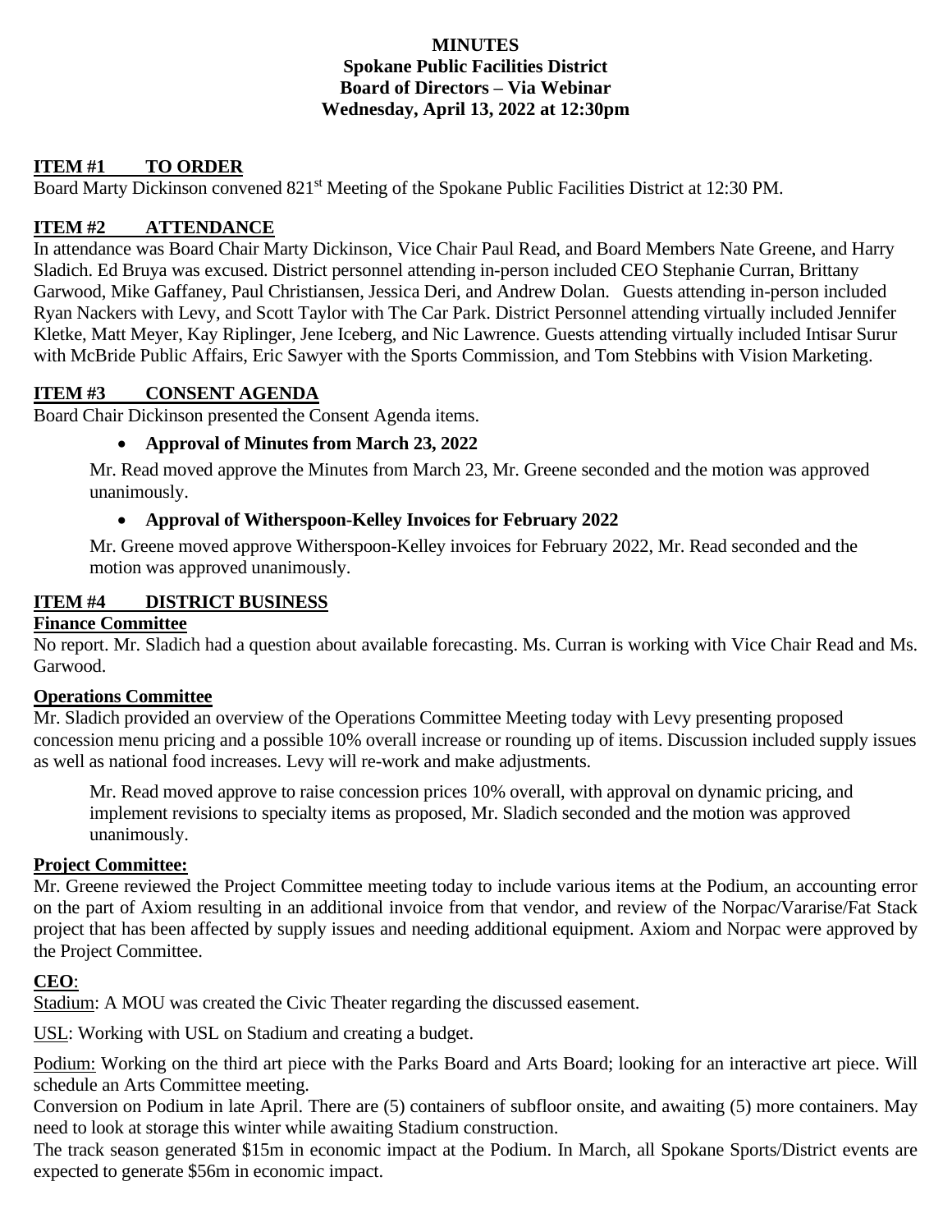**MINUTES**
**Spokane Public Facilities District**
**Board of Directors – Via Webinar**
**Wednesday, April 13, 2022 at 12:30pm**

## ITEM #1 TO ORDER

Board Marty Dickinson convened 821st Meeting of the Spokane Public Facilities District at 12:30 PM.

## ITEM #2 ATTENDANCE

In attendance was Board Chair Marty Dickinson, Vice Chair Paul Read, and Board Members Nate Greene, and Harry Sladich. Ed Bruya was excused. District personnel attending in-person included CEO Stephanie Curran, Brittany Garwood, Mike Gaffaney, Paul Christiansen, Jessica Deri, and Andrew Dolan. Guests attending in-person included Ryan Nackers with Levy, and Scott Taylor with The Car Park. District Personnel attending virtually included Jennifer Kletke, Matt Meyer, Kay Riplinger, Jene Iceberg, and Nic Lawrence. Guests attending virtually included Intisar Surur with McBride Public Affairs, Eric Sawyer with the Sports Commission, and Tom Stebbins with Vision Marketing.

## ITEM #3 CONSENT AGENDA

Board Chair Dickinson presented the Consent Agenda items.

- **Approval of Minutes from March 23, 2022**

Mr. Read moved approve the Minutes from March 23, Mr. Greene seconded and the motion was approved unanimously.

- **Approval of Witherspoon-Kelley Invoices for February 2022**

Mr. Greene moved approve Witherspoon-Kelley invoices for February 2022, Mr. Read seconded and the motion was approved unanimously.

## ITEM #4 DISTRICT BUSINESS

### Finance Committee

No report. Mr. Sladich had a question about available forecasting. Ms. Curran is working with Vice Chair Read and Ms. Garwood.

### Operations Committee

Mr. Sladich provided an overview of the Operations Committee Meeting today with Levy presenting proposed concession menu pricing and a possible 10% overall increase or rounding up of items. Discussion included supply issues as well as national food increases. Levy will re-work and make adjustments.

Mr. Read moved approve to raise concession prices 10% overall, with approval on dynamic pricing, and implement revisions to specialty items as proposed, Mr. Sladich seconded and the motion was approved unanimously.

### Project Committee:

Mr. Greene reviewed the Project Committee meeting today to include various items at the Podium, an accounting error on the part of Axiom resulting in an additional invoice from that vendor, and review of the Norpac/Vararise/Fat Stack project that has been affected by supply issues and needing additional equipment. Axiom and Norpac were approved by the Project Committee.

### CEO:

Stadium: A MOU was created the Civic Theater regarding the discussed easement.

USL: Working with USL on Stadium and creating a budget.

Podium: Working on the third art piece with the Parks Board and Arts Board; looking for an interactive art piece. Will schedule an Arts Committee meeting.

Conversion on Podium in late April. There are (5) containers of subfloor onsite, and awaiting (5) more containers. May need to look at storage this winter while awaiting Stadium construction.

The track season generated $15m in economic impact at the Podium. In March, all Spokane Sports/District events are expected to generate $56m in economic impact.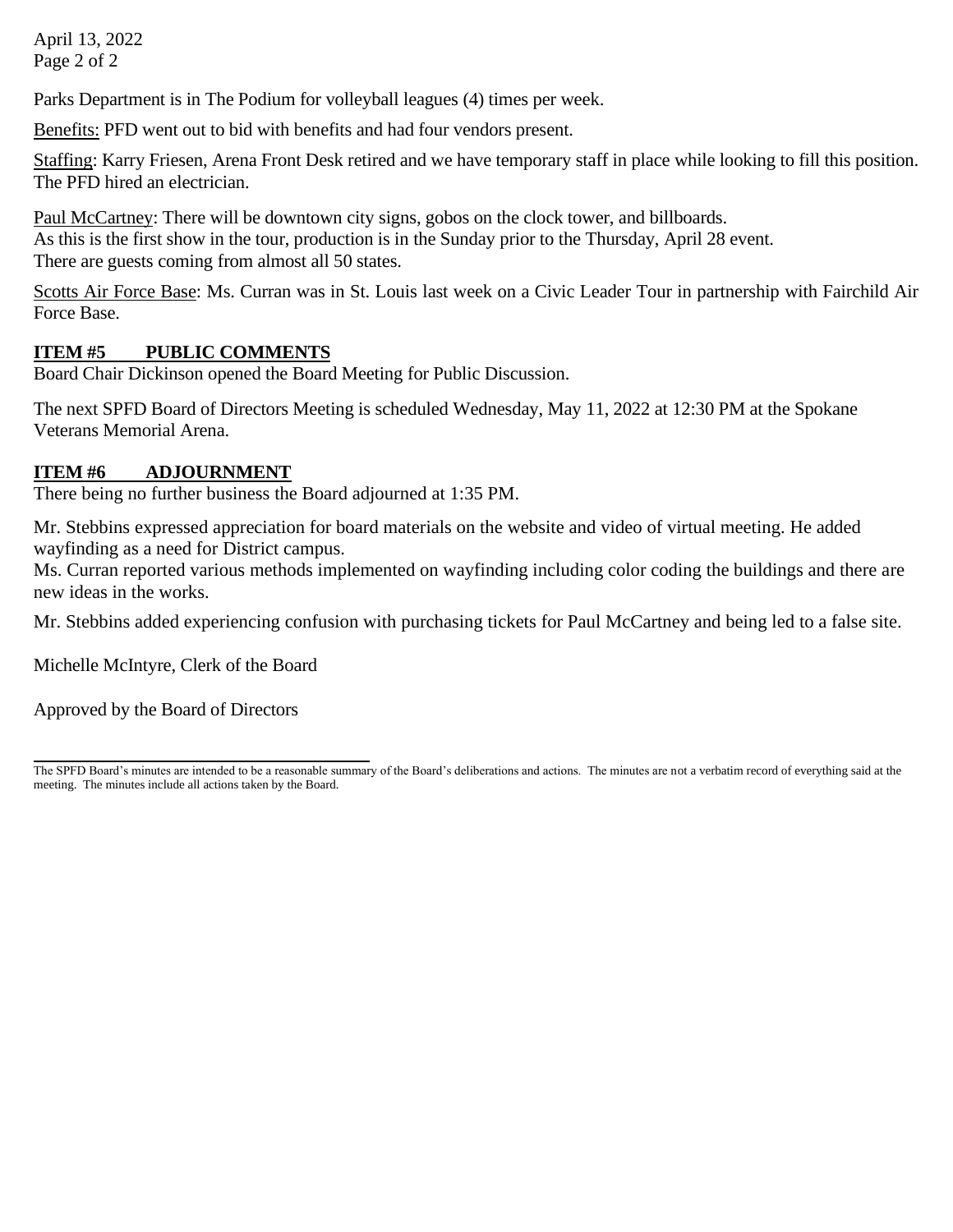Parks Department is in The Podium for volleyball leagues (4) times per week.

Benefits: PFD went out to bid with benefits and had four vendors present.

Staffing: Karry Friesen, Arena Front Desk retired and we have temporary staff in place while looking to fill this position. The PFD hired an electrician.

Paul McCartney: There will be downtown city signs, gobos on the clock tower, and billboards.
As this is the first show in the tour, production is in the Sunday prior to the Thursday, April 28 event.
There are guests coming from almost all 50 states.

Scotts Air Force Base: Ms. Curran was in St. Louis last week on a Civic Leader Tour in partnership with Fairchild Air Force Base.

## ITEM #5 PUBLIC COMMENTS

Board Chair Dickinson opened the Board Meeting for Public Discussion.

The next SPFD Board of Directors Meeting is scheduled Wednesday, May 11, 2022 at 12:30 PM at the Spokane Veterans Memorial Arena.

## ITEM #6 ADJOURNMENT

There being no further business the Board adjourned at 1:35 PM.

Mr. Stebbins expressed appreciation for board materials on the website and video of virtual meeting. He added wayfinding as a need for District campus.
Ms. Curran reported various methods implemented on wayfinding including color coding the buildings and there are new ideas in the works.

Mr. Stebbins added experiencing confusion with purchasing tickets for Paul McCartney and being led to a false site.

Michelle McIntyre, Clerk of the Board

Approved by the Board of Directors

The SPFD Board's minutes are intended to be a reasonable summary of the Board's deliberations and actions. The minutes are not a verbatim record of everything said at the meeting. The minutes include all actions taken by the Board.